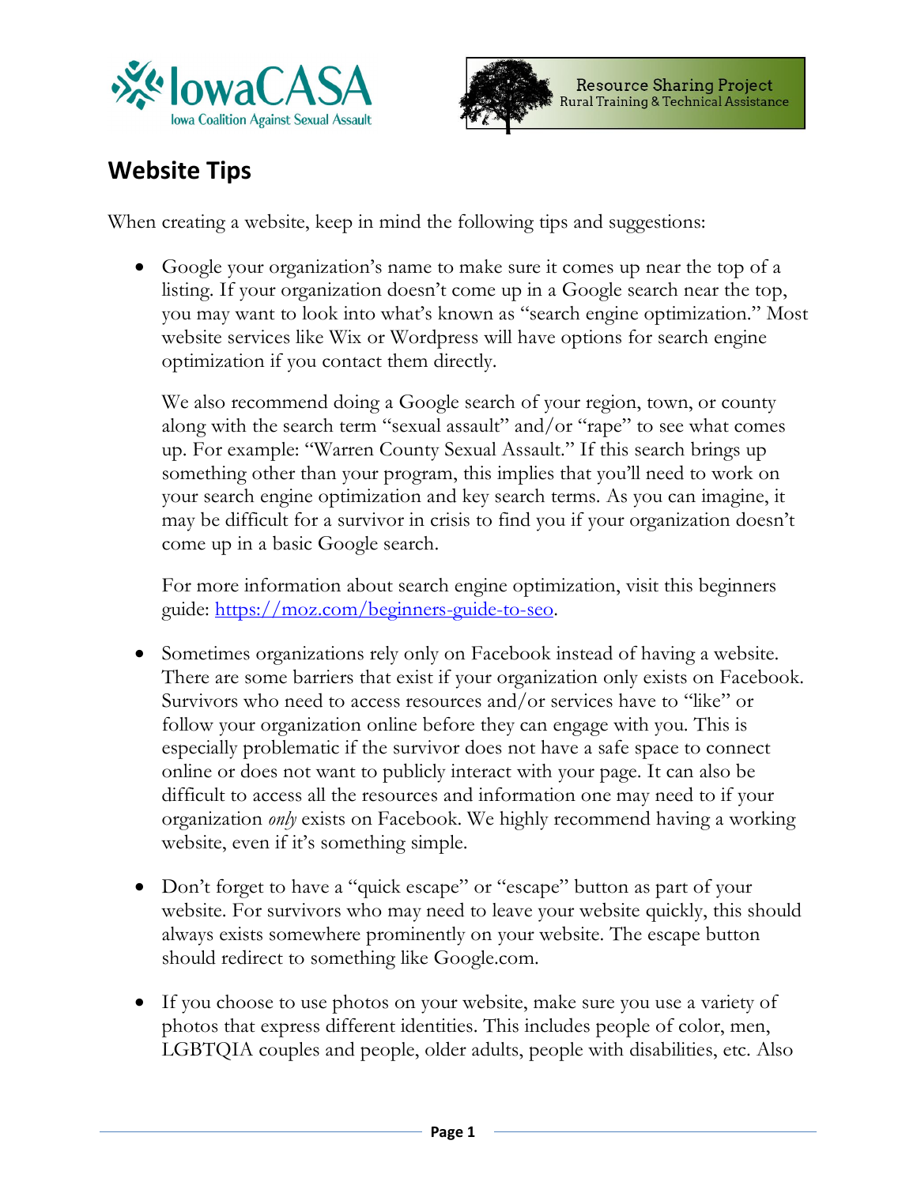IowaCASA
Iowa Coalition Against Sexual Assault

Resource Sharing Project
Rural Training & Technical Assistance

## Website Tips

When creating a website, keep in mind the following tips and suggestions:

- Google your organization's name to make sure it comes up near the top of a listing. If your organization doesn't come up in a Google search near the top, you may want to look into what's known as "search engine optimization." Most website services like Wix or Wordpress will have options for search engine optimization if you contact them directly.

  We also recommend doing a Google search of your region, town, or county along with the search term "sexual assault" and/or "rape" to see what comes up. For example: "Warren County Sexual Assault." If this search brings up something other than your program, this implies that you'll need to work on your search engine optimization and key search terms. As you can imagine, it may be difficult for a survivor in crisis to find you if your organization doesn't come up in a basic Google search.

  For more information about search engine optimization, visit this beginners guide: [https://moz.com/beginners-guide-to-seo](https://moz.com/beginners-guide-to-seo).

- Sometimes organizations rely only on Facebook instead of having a website. There are some barriers that exist if your organization only exists on Facebook. Survivors who need to access resources and/or services have to "like" or follow your organization online before they can engage with you. This is especially problematic if the survivor does not have a safe space to connect online or does not want to publicly interact with your page. It can also be difficult to access all the resources and information one may need to if your organization *only* exists on Facebook. We highly recommend having a working website, even if it's something simple.

- Don't forget to have a "quick escape" or "escape" button as part of your website. For survivors who may need to leave your website quickly, this should always exists somewhere prominently on your website. The escape button should redirect to something like Google.com.

- If you choose to use photos on your website, make sure you use a variety of photos that express different identities. This includes people of color, men, LGBTQIA couples and people, older adults, people with disabilities, etc. Also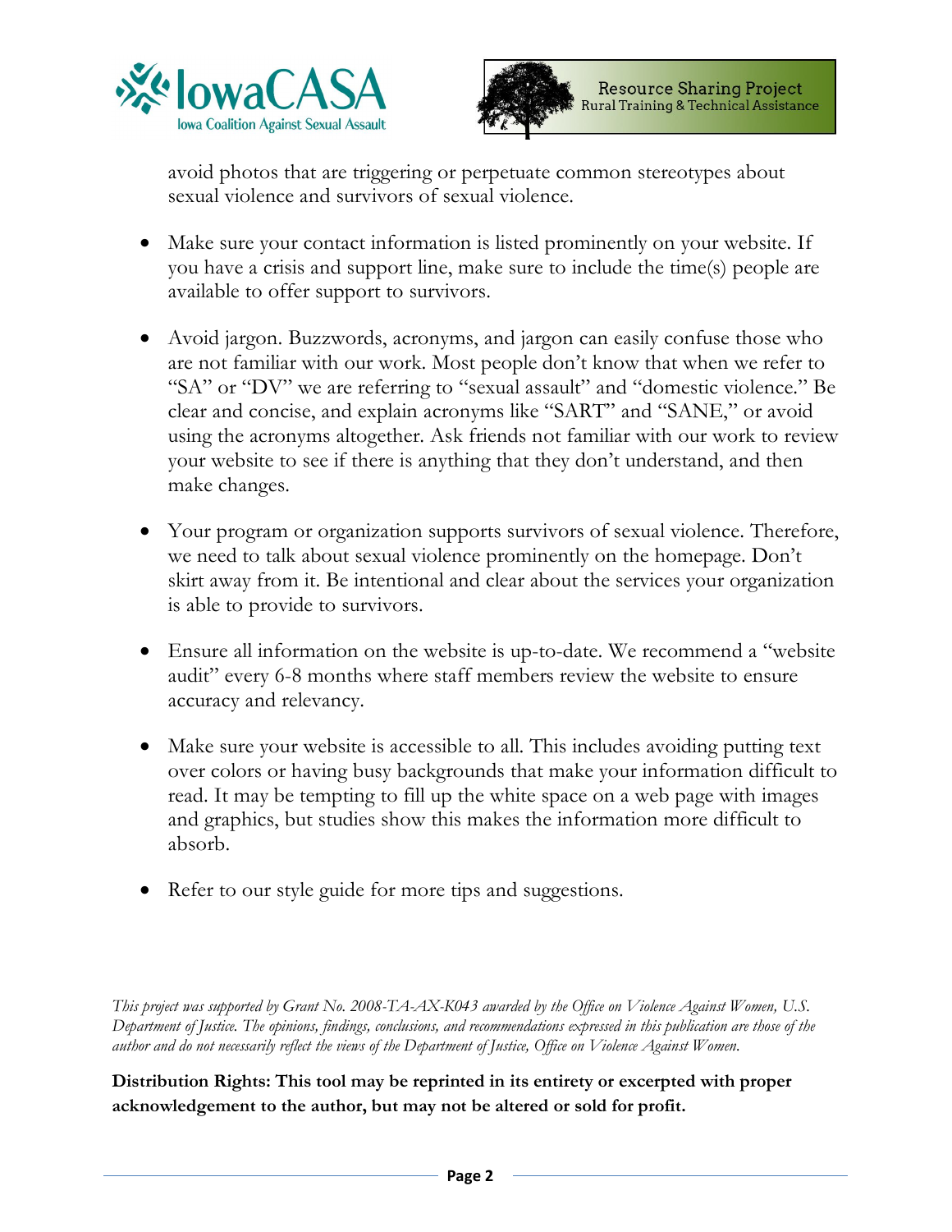avoid photos that are triggering or perpetuate common stereotypes about sexual violence and survivors of sexual violence.

- Make sure your contact information is listed prominently on your website. If you have a crisis and support line, make sure to include the time(s) people are available to offer support to survivors.

- Avoid jargon. Buzzwords, acronyms, and jargon can easily confuse those who are not familiar with our work. Most people don't know that when we refer to "SA" or "DV" we are referring to "sexual assault" and "domestic violence." Be clear and concise, and explain acronyms like "SART" and "SANE," or avoid using the acronyms altogether. Ask friends not familiar with our work to review your website to see if there is anything that they don't understand, and then make changes.

- Your program or organization supports survivors of sexual violence. Therefore, we need to talk about sexual violence prominently on the homepage. Don't skirt away from it. Be intentional and clear about the services your organization is able to provide to survivors.

- Ensure all information on the website is up-to-date. We recommend a "website audit" every 6-8 months where staff members review the website to ensure accuracy and relevancy.

- Make sure your website is accessible to all. This includes avoiding putting text over colors or having busy backgrounds that make your information difficult to read. It may be tempting to fill up the white space on a web page with images and graphics, but studies show this makes the information more difficult to absorb.

- Refer to our style guide for more tips and suggestions.

*This project was supported by Grant No. 2008-TA-AX-K043 awarded by the Office on Violence Against Women, U.S. Department of Justice. The opinions, findings, conclusions, and recommendations expressed in this publication are those of the author and do not necessarily reflect the views of the Department of Justice, Office on Violence Against Women.*

**Distribution Rights: This tool may be reprinted in its entirety or excerpted with proper acknowledgement to the author, but may not be altered or sold for profit.**